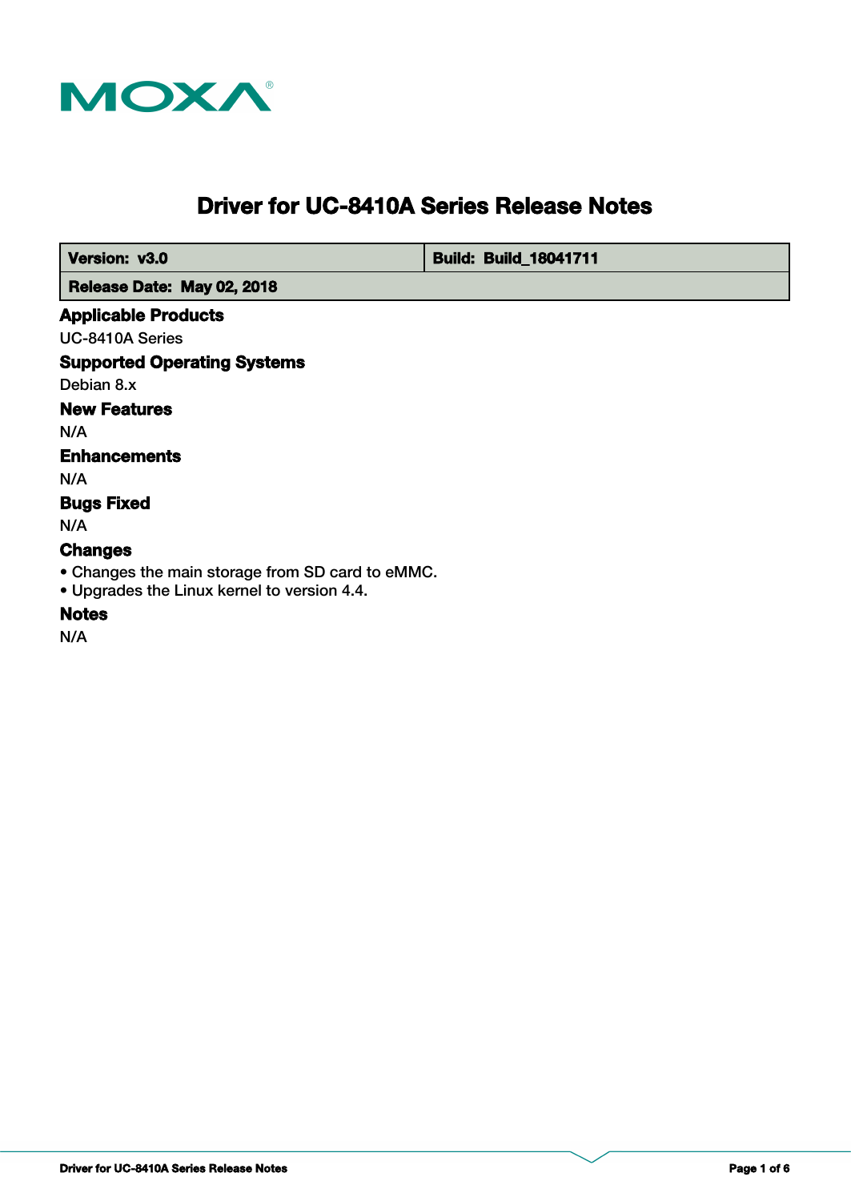MOXA

# Driver for UC-8410A Series Release Notes

| Version: v3.0 | Build: Build_18041711 |
| --- | --- |
| Release Date: May 02, 2018 | |

## Applicable Products

UC-8410A Series

## Supported Operating Systems

Debian 8.x

## New Features

N/A

## Enhancements

N/A

## Bugs Fixed

N/A

## Changes

- Changes the main storage from SD card to eMMC.
- Upgrades the Linux kernel to version 4.4.

## Notes

N/A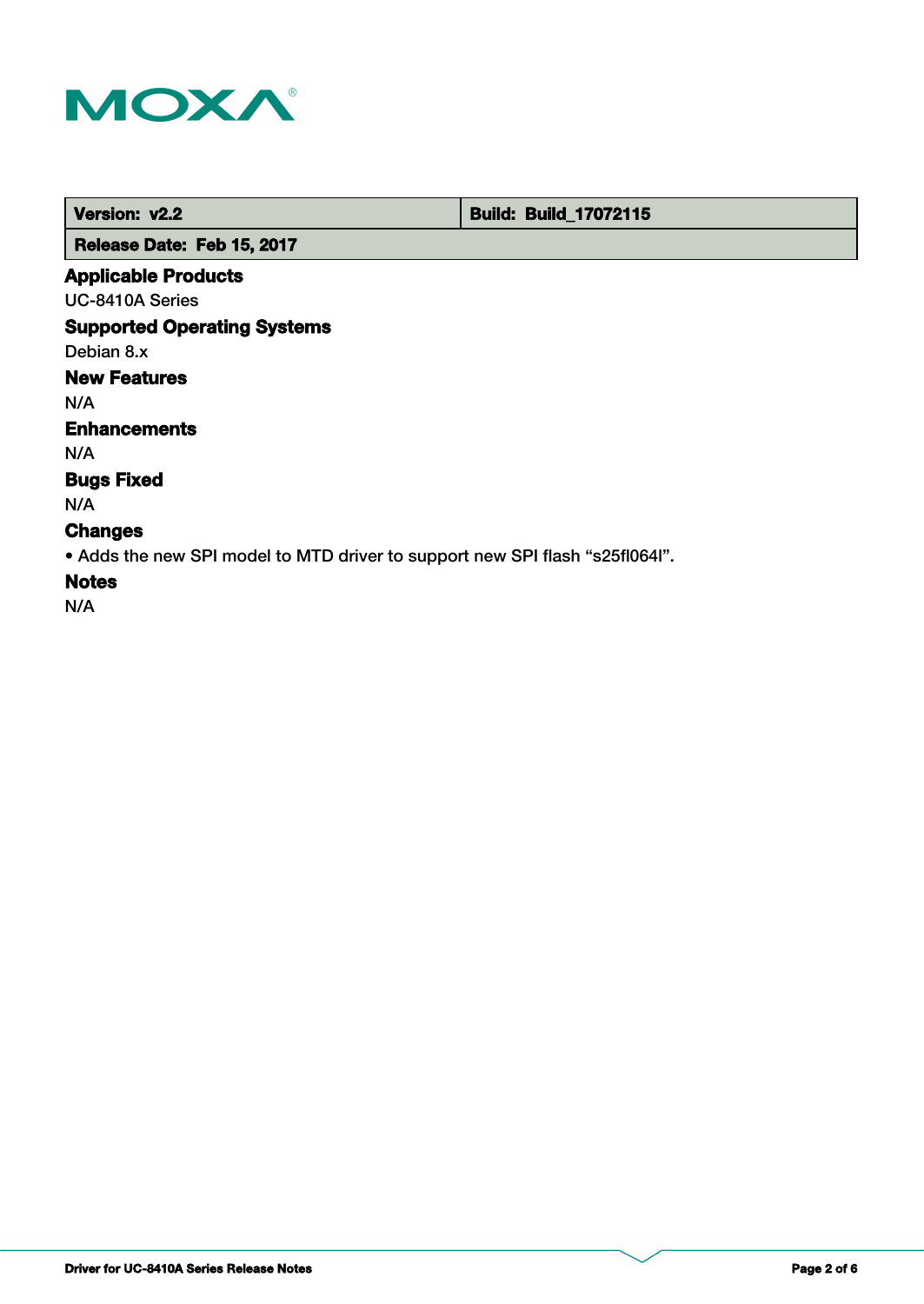| Version: v2.2 | Build: Build_17072115 |
| --- | --- |
| Release Date: Feb 15, 2017 | |

## Applicable Products

UC-8410A Series

## Supported Operating Systems

Debian 8.x

## New Features

N/A

## Enhancements

N/A

## Bugs Fixed

N/A

## Changes

- Adds the new SPI model to MTD driver to support new SPI flash “s25fl064l”.

## Notes

N/A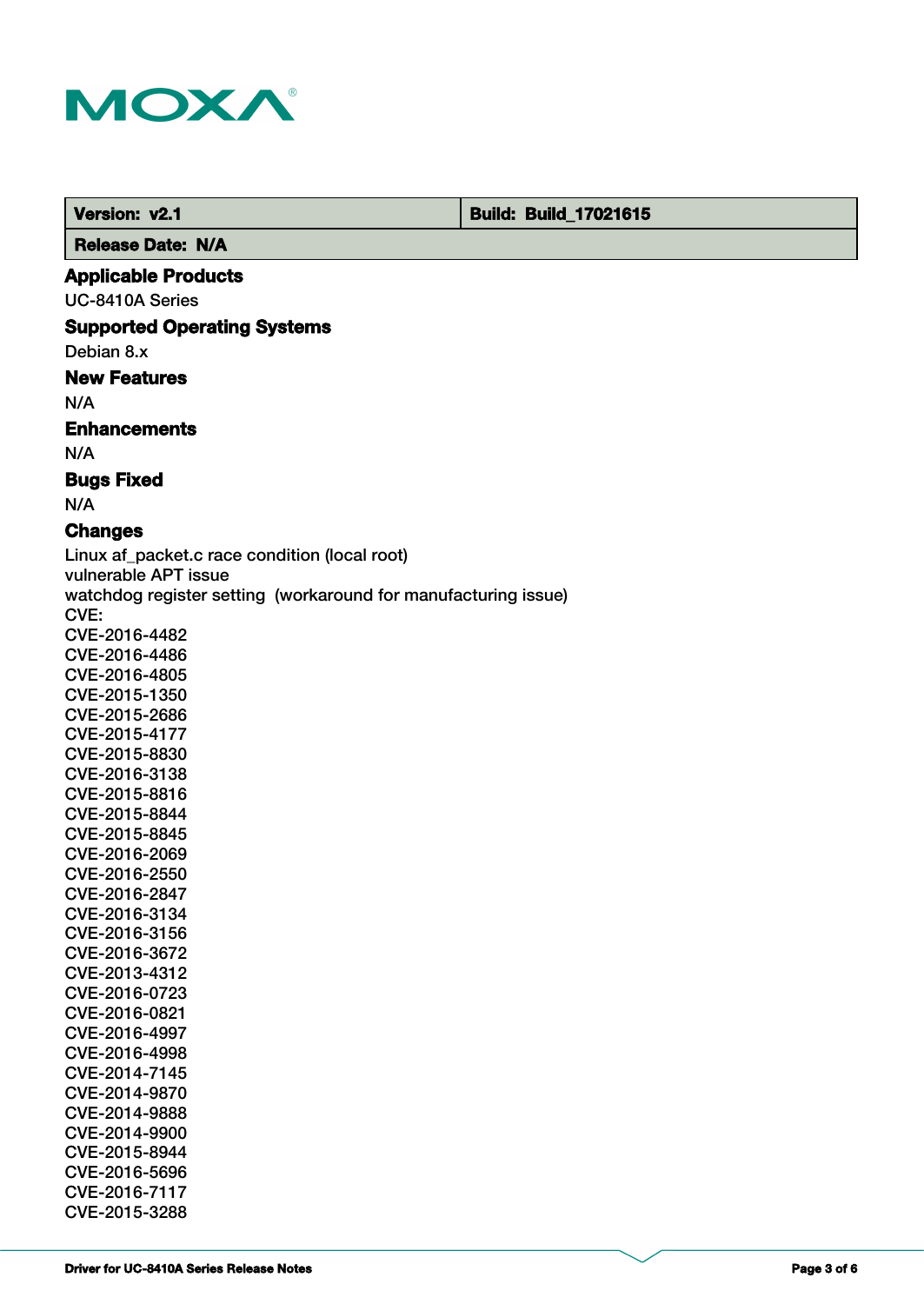| Version: v2.1 | Build: Build_17021615 |
| --- | --- |
| Release Date: N/A | |

## Applicable Products

UC-8410A Series

## Supported Operating Systems

Debian 8.x

## New Features

N/A

## Enhancements

N/A

## Bugs Fixed

N/A

## Changes

Linux af_packet.c race condition (local root)
vulnerable APT issue
watchdog register setting  (workaround for manufacturing issue)
CVE:
CVE-2016-4482
CVE-2016-4486
CVE-2016-4805
CVE-2015-1350
CVE-2015-2686
CVE-2015-4177
CVE-2015-8830
CVE-2016-3138
CVE-2015-8816
CVE-2015-8844
CVE-2015-8845
CVE-2016-2069
CVE-2016-2550
CVE-2016-2847
CVE-2016-3134
CVE-2016-3156
CVE-2016-3672
CVE-2013-4312
CVE-2016-0723
CVE-2016-0821
CVE-2016-4997
CVE-2016-4998
CVE-2014-7145
CVE-2014-9870
CVE-2014-9888
CVE-2014-9900
CVE-2015-8944
CVE-2016-5696
CVE-2016-7117
CVE-2015-3288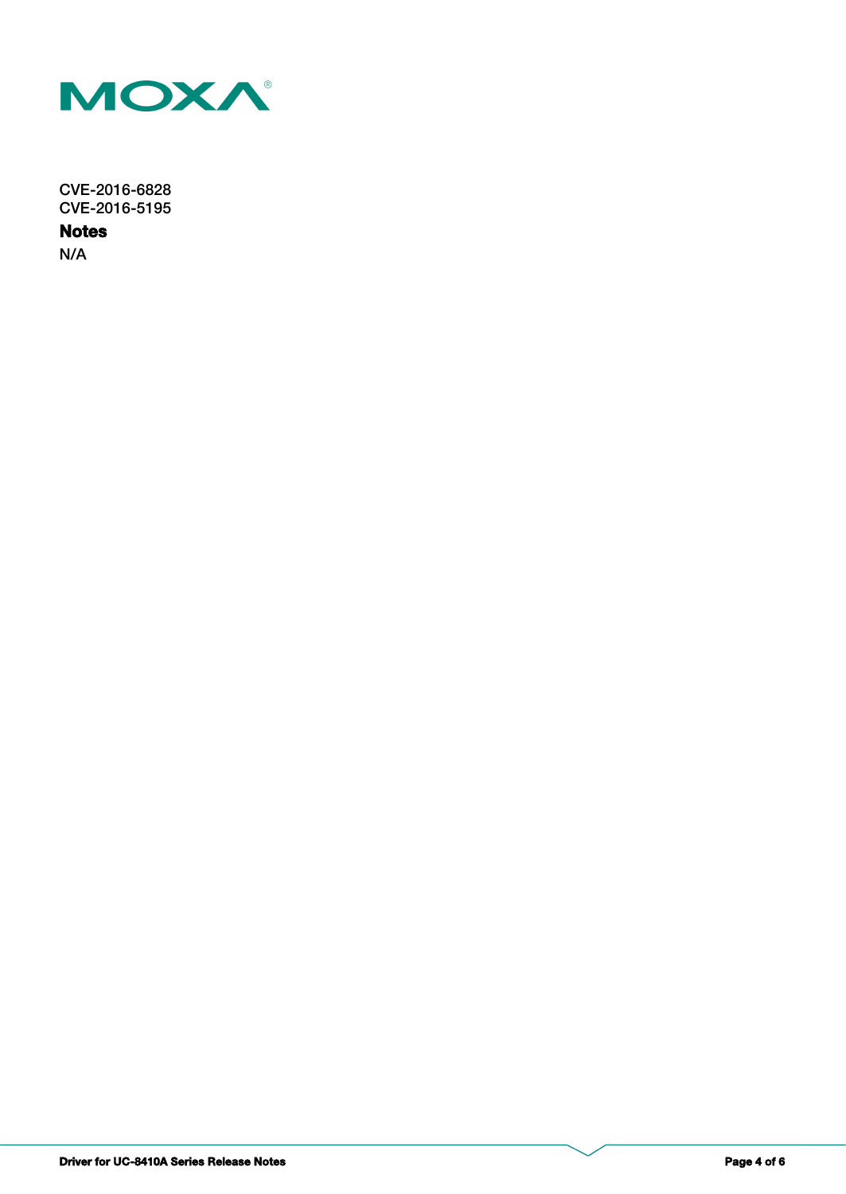CVE-2016-6828
CVE-2016-5195

## Notes

N/A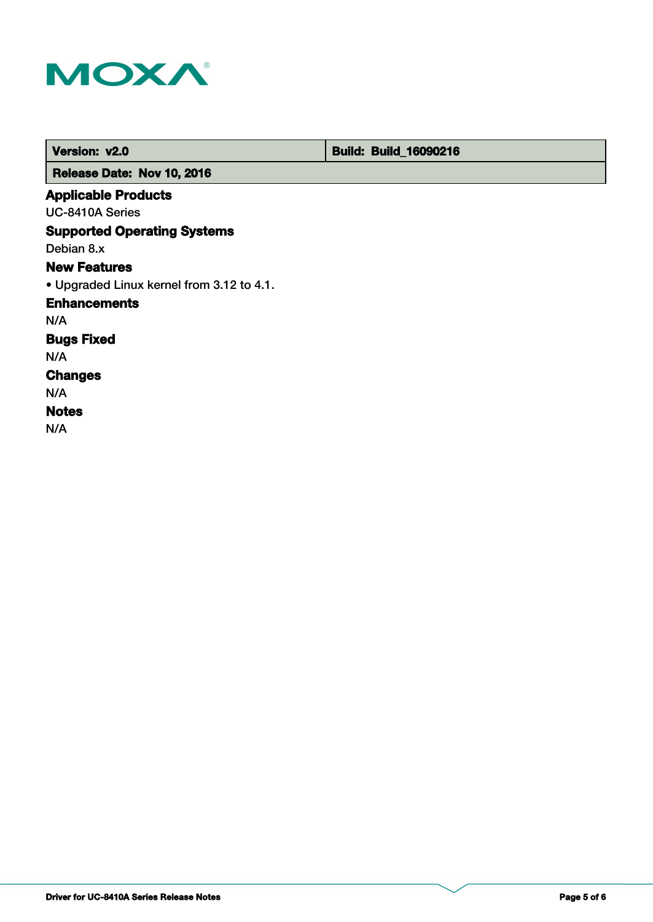| Version: v2.0 | Build: Build_16090216 |
| --- | --- |
| Release Date: Nov 10, 2016 | |

### Applicable Products

UC-8410A Series

### Supported Operating Systems

Debian 8.x

### New Features

- Upgraded Linux kernel from 3.12 to 4.1.

### Enhancements

N/A

### Bugs Fixed

N/A

### Changes

N/A

### Notes

N/A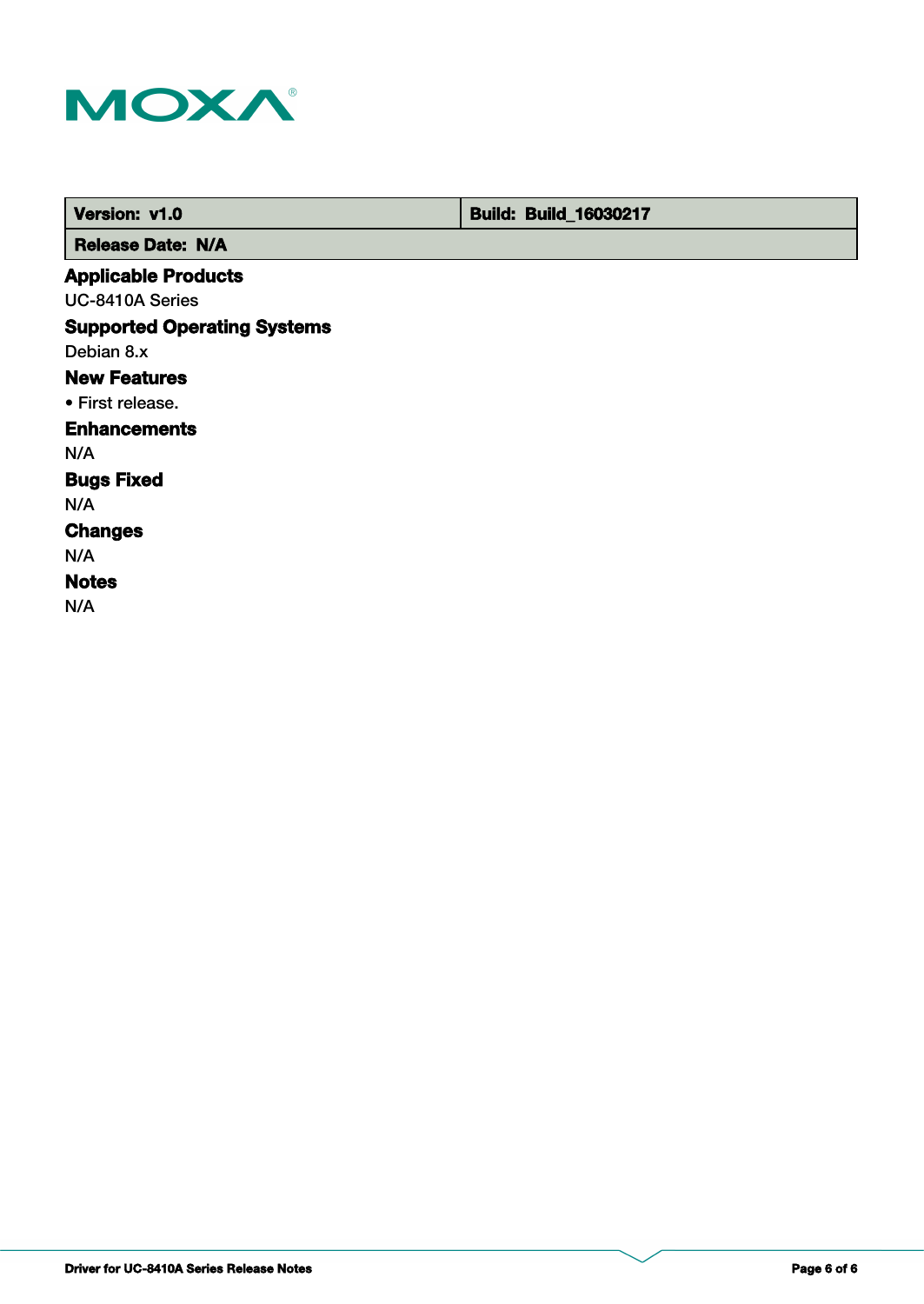| Version: v1.0 | Build: Build_16030217 |
| --- | --- |
| Release Date: N/A | |

### Applicable Products

UC-8410A Series

### Supported Operating Systems

Debian 8.x

### New Features

- First release.

### Enhancements

N/A

### Bugs Fixed

N/A

### Changes

N/A

### Notes

N/A